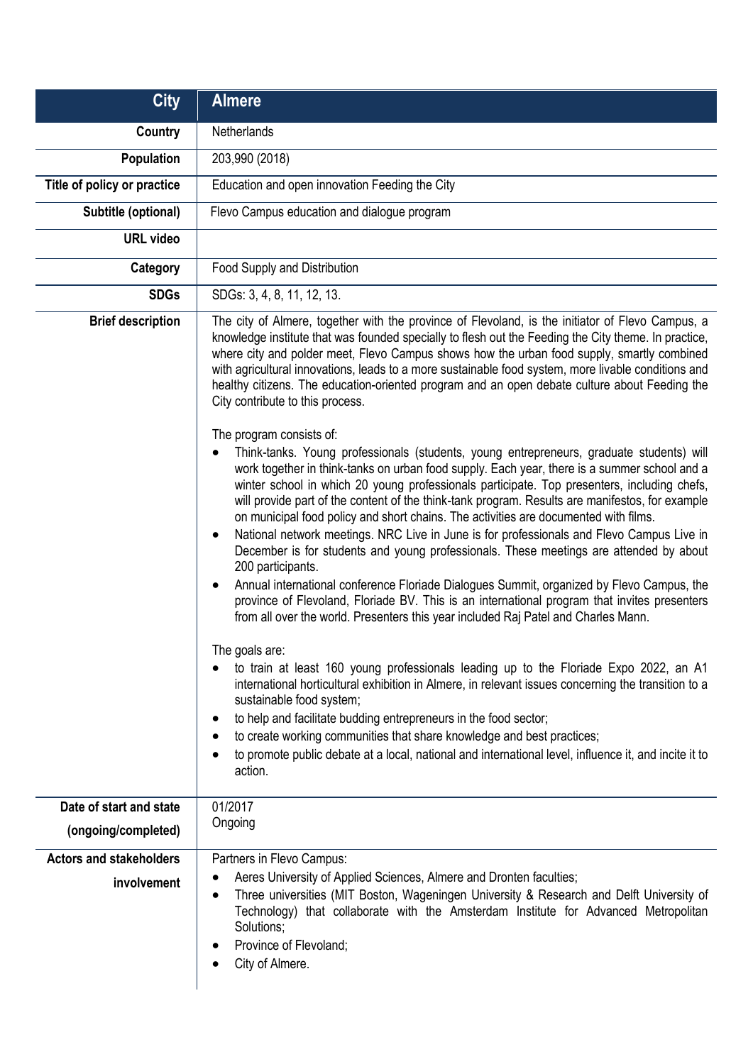| City | Almere |
|---|---|
| Country | Netherlands |
| Population | 203,990 (2018) |
| Title of policy or practice | Education and open innovation Feeding the City |
| Subtitle (optional) | Flevo Campus education and dialogue program |
| URL video | |
| Category | Food Supply and Distribution |
| SDGs | SDGs: 3, 4, 8, 11, 12, 13. |
| Brief description | The city of Almere, together with the province of Flevoland, is the initiator of Flevo Campus, a knowledge institute that was founded specially to flesh out the Feeding the City theme. In practice, where city and polder meet, Flevo Campus shows how the urban food supply, smartly combined with agricultural innovations, leads to a more sustainable food system, more livable conditions and healthy citizens. The education-oriented program and an open debate culture about Feeding the City contribute to this process.<br><br>The program consists of:<br>• Think-tanks. Young professionals (students, young entrepreneurs, graduate students) will work together in think-tanks on urban food supply. Each year, there is a summer school and a winter school in which 20 young professionals participate. Top presenters, including chefs, will provide part of the content of the think-tank program. Results are manifestos, for example on municipal food policy and short chains. The activities are documented with films.<br>• National network meetings. NRC Live in June is for professionals and Flevo Campus Live in December is for students and young professionals. These meetings are attended by about 200 participants.<br>• Annual international conference Floriade Dialogues Summit, organized by Flevo Campus, the province of Flevoland, Floriade BV. This is an international program that invites presenters from all over the world. Presenters this year included Raj Patel and Charles Mann.<br><br>The goals are:<br>• to train at least 160 young professionals leading up to the Floriade Expo 2022, an A1 international horticultural exhibition in Almere, in relevant issues concerning the transition to a sustainable food system;<br>• to help and facilitate budding entrepreneurs in the food sector;<br>• to create working communities that share knowledge and best practices;<br>• to promote public debate at a local, national and international level, influence it, and incite it to action. |
| Date of start and state (ongoing/completed) | 01/2017<br>Ongoing |
| Actors and stakeholders involvement | Partners in Flevo Campus:<br>• Aeres University of Applied Sciences, Almere and Dronten faculties;<br>• Three universities (MIT Boston, Wageningen University & Research and Delft University of Technology) that collaborate with the Amsterdam Institute for Advanced Metropolitan Solutions;<br>• Province of Flevoland;<br>• City of Almere. |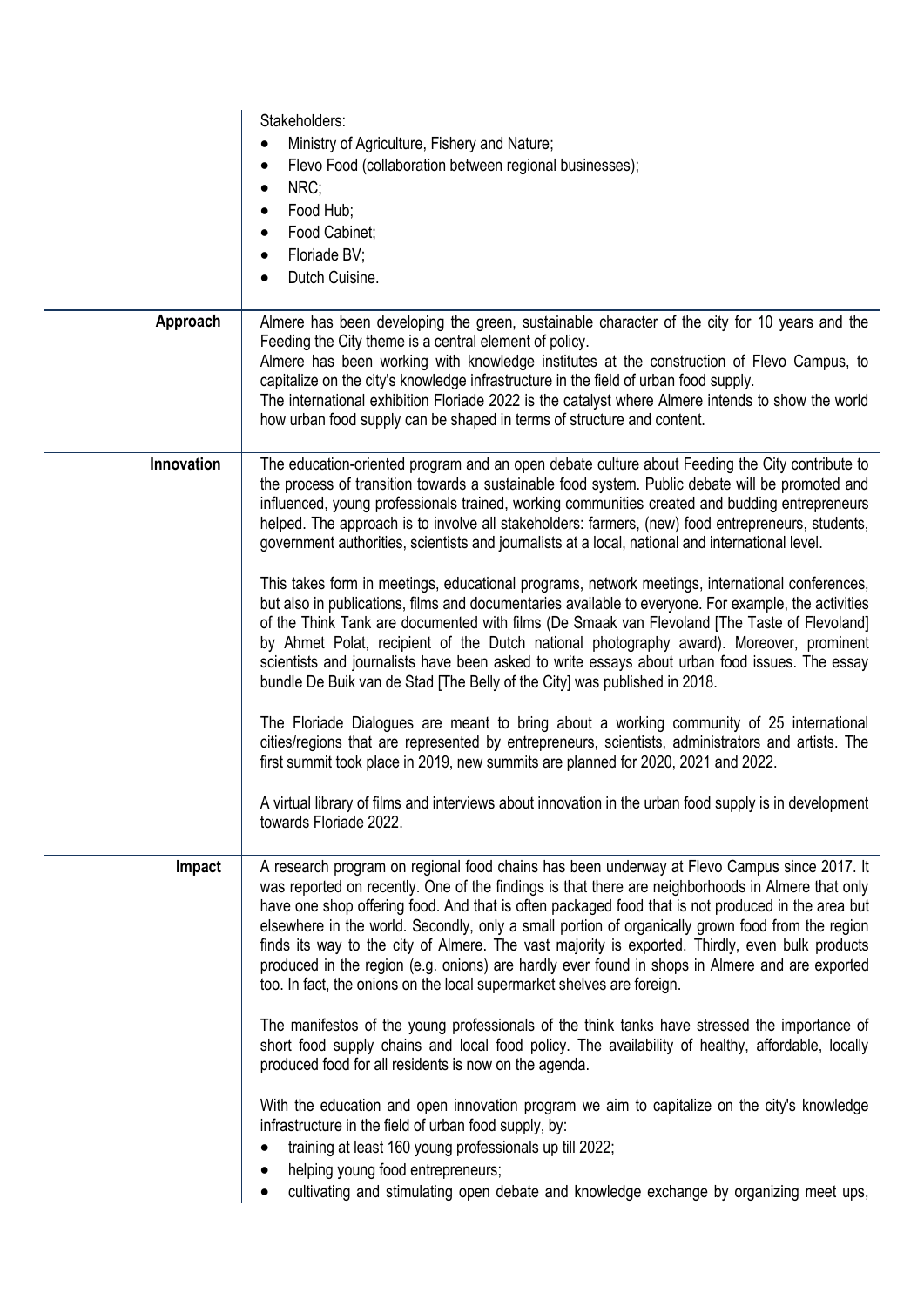| | |
|---|---|
| | Stakeholders:<br>• Ministry of Agriculture, Fishery and Nature;<br>• Flevo Food (collaboration between regional businesses);<br>• NRC;<br>• Food Hub;<br>• Food Cabinet;<br>• Floriade BV;<br>• Dutch Cuisine. |
| **Approach** | Almere has been developing the green, sustainable character of the city for 10 years and the Feeding the City theme is a central element of policy.<br>Almere has been working with knowledge institutes at the construction of Flevo Campus, to capitalize on the city's knowledge infrastructure in the field of urban food supply.<br>The international exhibition Floriade 2022 is the catalyst where Almere intends to show the world how urban food supply can be shaped in terms of structure and content. |
| **Innovation** | The education-oriented program and an open debate culture about Feeding the City contribute to the process of transition towards a sustainable food system. Public debate will be promoted and influenced, young professionals trained, working communities created and budding entrepreneurs helped. The approach is to involve all stakeholders: farmers, (new) food entrepreneurs, students, government authorities, scientists and journalists at a local, national and international level.<br><br>This takes form in meetings, educational programs, network meetings, international conferences, but also in publications, films and documentaries available to everyone. For example, the activities of the Think Tank are documented with films (De Smaak van Flevoland [The Taste of Flevoland] by Ahmet Polat, recipient of the Dutch national photography award). Moreover, prominent scientists and journalists have been asked to write essays about urban food issues. The essay bundle De Buik van de Stad [The Belly of the City] was published in 2018.<br><br>The Floriade Dialogues are meant to bring about a working community of 25 international cities/regions that are represented by entrepreneurs, scientists, administrators and artists. The first summit took place in 2019, new summits are planned for 2020, 2021 and 2022.<br><br>A virtual library of films and interviews about innovation in the urban food supply is in development towards Floriade 2022. |
| **Impact** | A research program on regional food chains has been underway at Flevo Campus since 2017. It was reported on recently. One of the findings is that there are neighborhoods in Almere that only have one shop offering food. And that is often packaged food that is not produced in the area but elsewhere in the world. Secondly, only a small portion of organically grown food from the region finds its way to the city of Almere. The vast majority is exported. Thirdly, even bulk products produced in the region (e.g. onions) are hardly ever found in shops in Almere and are exported too. In fact, the onions on the local supermarket shelves are foreign.<br><br>The manifestos of the young professionals of the think tanks have stressed the importance of short food supply chains and local food policy. The availability of healthy, affordable, locally produced food for all residents is now on the agenda.<br><br>With the education and open innovation program we aim to capitalize on the city's knowledge infrastructure in the field of urban food supply, by:<br>• training at least 160 young professionals up till 2022;<br>• helping young food entrepreneurs;<br>• cultivating and stimulating open debate and knowledge exchange by organizing meet ups, |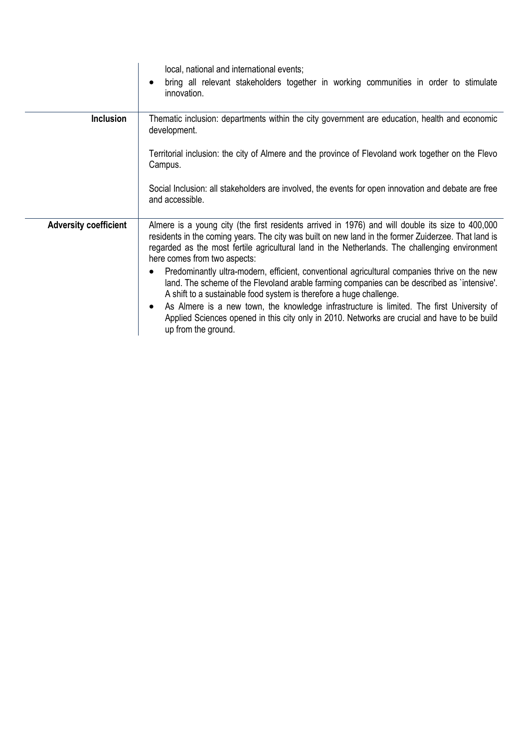| | |
|---|---|
| | local, national and international events;<br>• bring all relevant stakeholders together in working communities in order to stimulate innovation. |
| **Inclusion** | Thematic inclusion: departments within the city government are education, health and economic development.<br><br>Territorial inclusion: the city of Almere and the province of Flevoland work together on the Flevo Campus.<br><br>Social Inclusion: all stakeholders are involved, the events for open innovation and debate are free and accessible. |
| **Adversity coefficient** | Almere is a young city (the first residents arrived in 1976) and will double its size to 400,000 residents in the coming years. The city was built on new land in the former Zuiderzee. That land is regarded as the most fertile agricultural land in the Netherlands. The challenging environment here comes from two aspects:<br>• Predominantly ultra-modern, efficient, conventional agricultural companies thrive on the new land. The scheme of the Flevoland arable farming companies can be described as `intensive'. A shift to a sustainable food system is therefore a huge challenge.<br>• As Almere is a new town, the knowledge infrastructure is limited. The first University of Applied Sciences opened in this city only in 2010. Networks are crucial and have to be build up from the ground. |